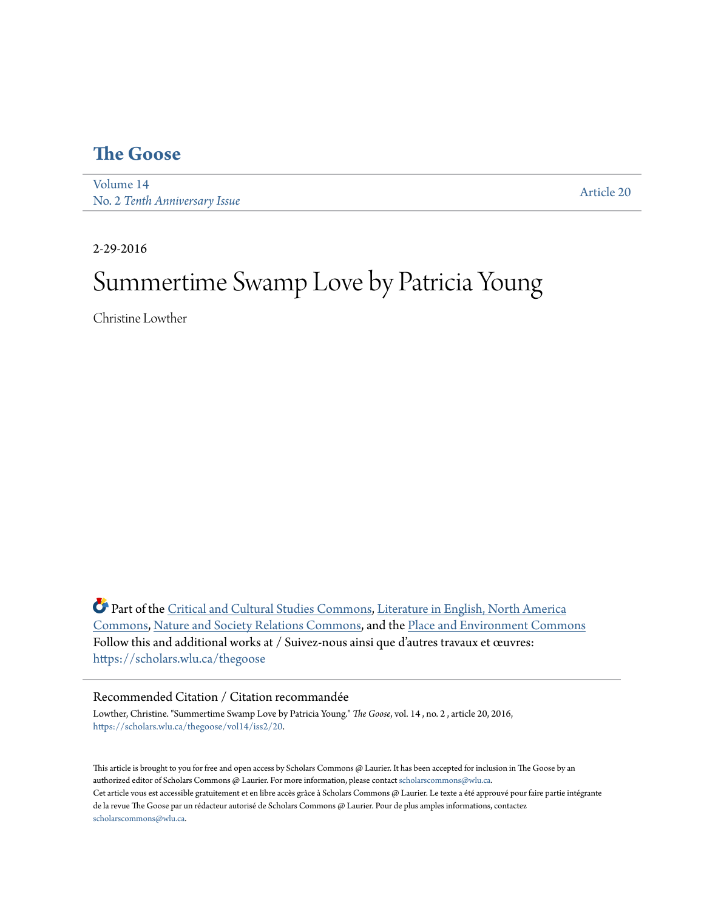# The Goose

Volume 14
No. 2 *Tenth Anniversary Issue*

Article 20

2-29-2016

# Summertime Swamp Love by Patricia Young

Christine Lowther

Part of the Critical and Cultural Studies Commons, Literature in English, North America Commons, Nature and Society Relations Commons, and the Place and Environment Commons
Follow this and additional works at / Suivez-nous ainsi que d'autres travaux et œuvres: https://scholars.wlu.ca/thegoose

## Recommended Citation / Citation recommandée

Lowther, Christine. "Summertime Swamp Love by Patricia Young." *The Goose*, vol. 14 , no. 2 , article 20, 2016, https://scholars.wlu.ca/thegoose/vol14/iss2/20.

This article is brought to you for free and open access by Scholars Commons @ Laurier. It has been accepted for inclusion in The Goose by an authorized editor of Scholars Commons @ Laurier. For more information, please contact scholarscommons@wlu.ca.
Cet article vous est accessible gratuitement et en libre accès grâce à Scholars Commons @ Laurier. Le texte a été approuvé pour faire partie intégrante de la revue The Goose par un rédacteur autorisé de Scholars Commons @ Laurier. Pour de plus amples informations, contactez scholarscommons@wlu.ca.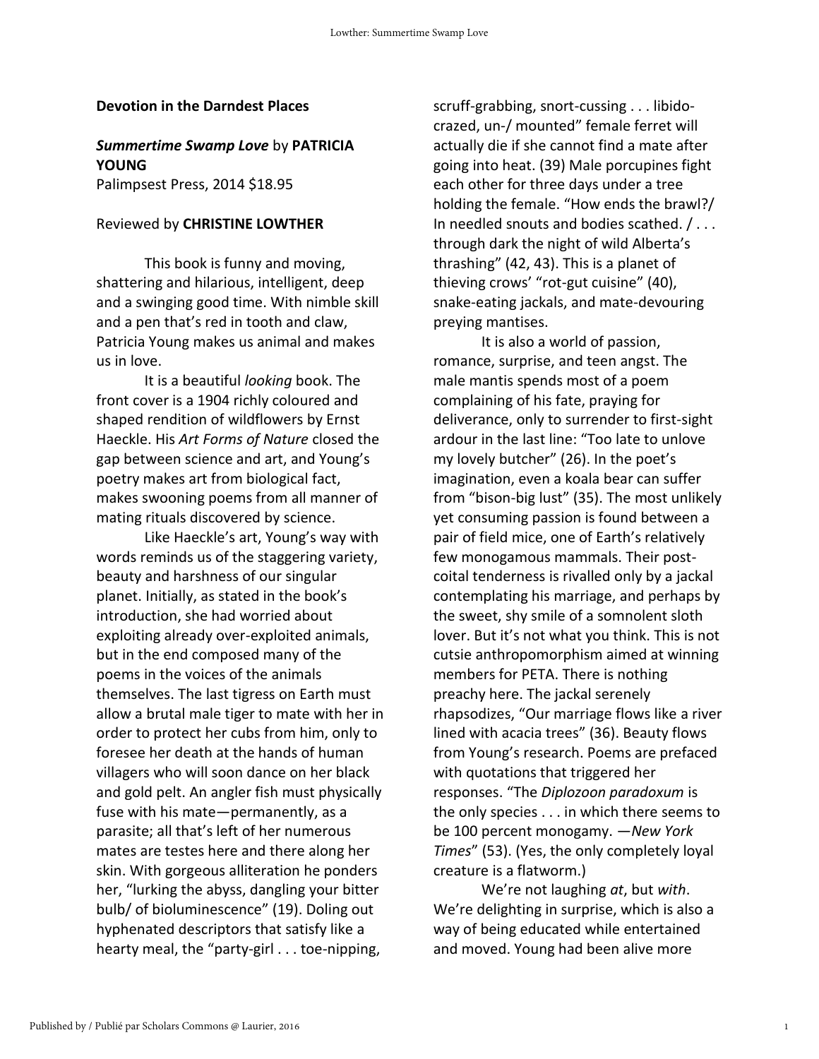**Devotion in the Darndest Places**

***Summertime Swamp Love*** by **PATRICIA YOUNG**
Palimpsest Press, 2014 $18.95

Reviewed by **CHRISTINE LOWTHER**

This book is funny and moving, shattering and hilarious, intelligent, deep and a swinging good time. With nimble skill and a pen that's red in tooth and claw, Patricia Young makes us animal and makes us in love.

It is a beautiful *looking* book. The front cover is a 1904 richly coloured and shaped rendition of wildflowers by Ernst Haeckle. His *Art Forms of Nature* closed the gap between science and art, and Young's poetry makes art from biological fact, makes swooning poems from all manner of mating rituals discovered by science.

Like Haeckle's art, Young's way with words reminds us of the staggering variety, beauty and harshness of our singular planet. Initially, as stated in the book's introduction, she had worried about exploiting already over-exploited animals, but in the end composed many of the poems in the voices of the animals themselves. The last tigress on Earth must allow a brutal male tiger to mate with her in order to protect her cubs from him, only to foresee her death at the hands of human villagers who will soon dance on her black and gold pelt. An angler fish must physically fuse with his mate—permanently, as a parasite; all that's left of her numerous mates are testes here and there along her skin. With gorgeous alliteration he ponders her, "lurking the abyss, dangling your bitter bulb/ of bioluminescence" (19). Doling out hyphenated descriptors that satisfy like a hearty meal, the "party-girl . . . toe-nipping, scruff-grabbing, snort-cussing . . . libido-crazed, un-/ mounted" female ferret will actually die if she cannot find a mate after going into heat. (39) Male porcupines fight each other for three days under a tree holding the female. "How ends the brawl?/ In needled snouts and bodies scathed. / . . . through dark the night of wild Alberta's thrashing" (42, 43). This is a planet of thieving crows' "rot-gut cuisine" (40), snake-eating jackals, and mate-devouring preying mantises.

It is also a world of passion, romance, surprise, and teen angst. The male mantis spends most of a poem complaining of his fate, praying for deliverance, only to surrender to first-sight ardour in the last line: "Too late to unlove my lovely butcher" (26). In the poet's imagination, even a koala bear can suffer from "bison-big lust" (35). The most unlikely yet consuming passion is found between a pair of field mice, one of Earth's relatively few monogamous mammals. Their post-coital tenderness is rivalled only by a jackal contemplating his marriage, and perhaps by the sweet, shy smile of a somnolent sloth lover. But it's not what you think. This is not cutsie anthropomorphism aimed at winning members for PETA. There is nothing preachy here. The jackal serenely rhapsodizes, "Our marriage flows like a river lined with acacia trees" (36). Beauty flows from Young's research. Poems are prefaced with quotations that triggered her responses. "The *Diplozoon paradoxum* is the only species . . . in which there seems to be 100 percent monogamy. —*New York Times*" (53). (Yes, the only completely loyal creature is a flatworm.)

We're not laughing *at*, but *with*. We're delighting in surprise, which is also a way of being educated while entertained and moved. Young had been alive more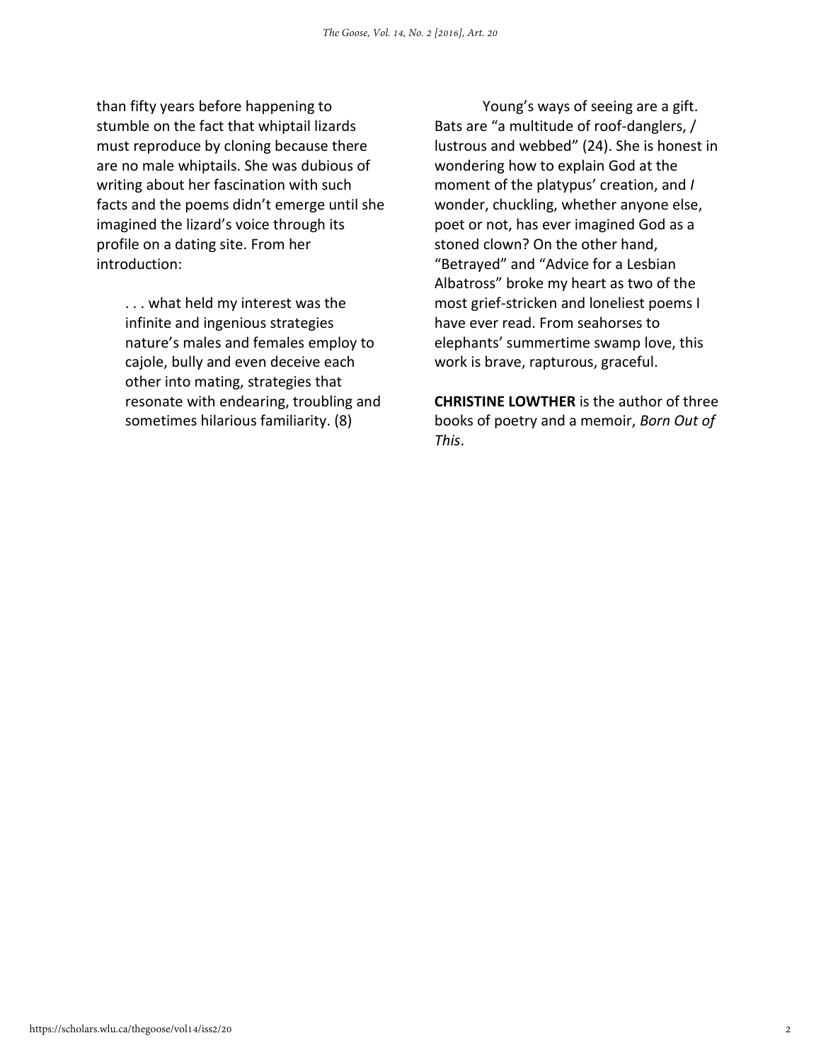than fifty years before happening to stumble on the fact that whiptail lizards must reproduce by cloning because there are no male whiptails. She was dubious of writing about her fascination with such facts and the poems didn't emerge until she imagined the lizard's voice through its profile on a dating site. From her introduction:

> . . . what held my interest was the infinite and ingenious strategies nature's males and females employ to cajole, bully and even deceive each other into mating, strategies that resonate with endearing, troubling and sometimes hilarious familiarity. (8)

Young's ways of seeing are a gift. Bats are "a multitude of roof-danglers, / lustrous and webbed" (24). She is honest in wondering how to explain God at the moment of the platypus' creation, and *I* wonder, chuckling, whether anyone else, poet or not, has ever imagined God as a stoned clown? On the other hand, "Betrayed" and "Advice for a Lesbian Albatross" broke my heart as two of the most grief-stricken and loneliest poems I have ever read. From seahorses to elephants' summertime swamp love, this work is brave, rapturous, graceful.

**CHRISTINE LOWTHER** is the author of three books of poetry and a memoir, *Born Out of This*.